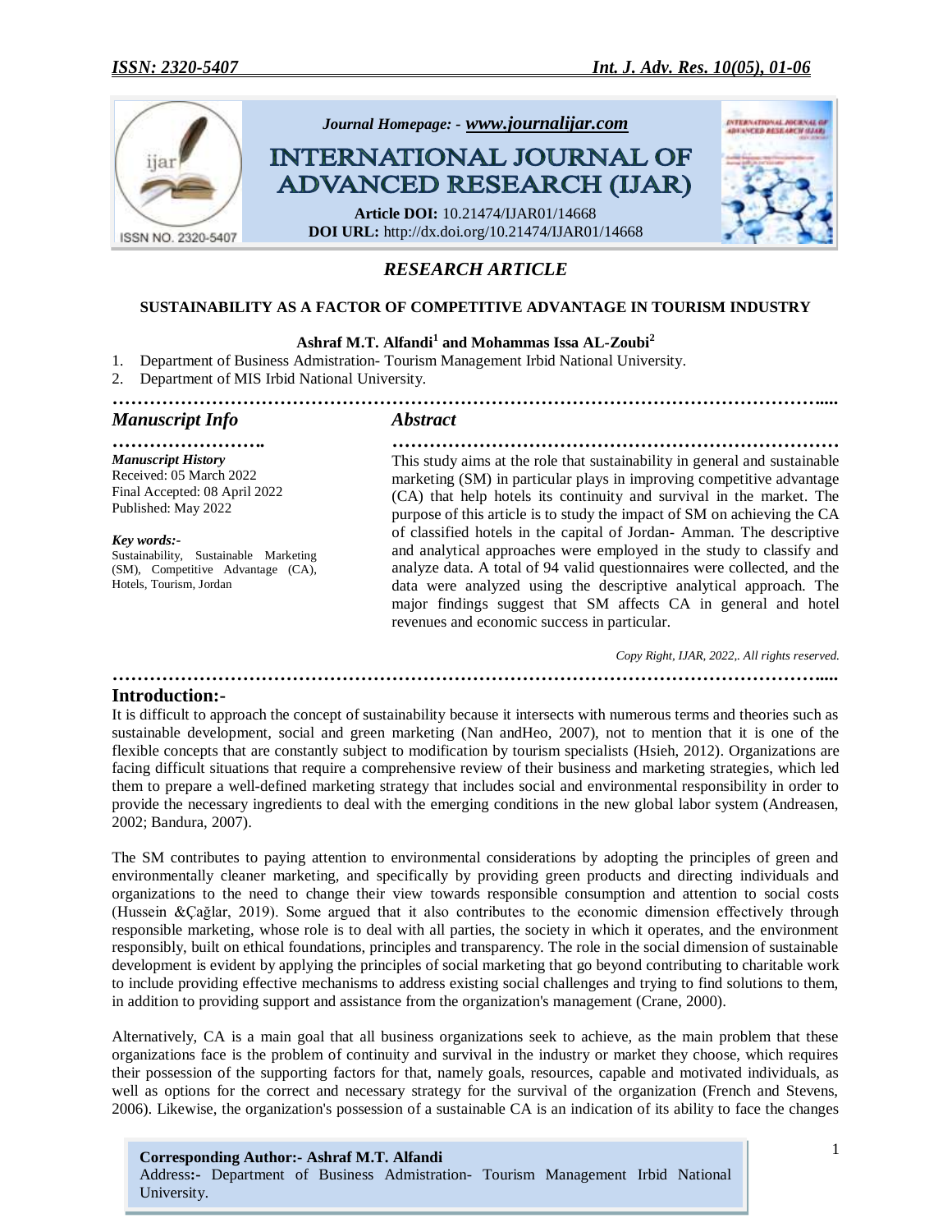Journal Homepage: - www.journalijar.com

# INTERNATIONAL JOURNAL OF ADVANCED RESEARCH (IJAR)

**Article DOI:** 10.21474/IJAR01/14668
**DOI URL:** http://dx.doi.org/10.21474/IJAR01/14668

*RESEARCH ARTICLE*

## SUSTAINABILITY AS A FACTOR OF COMPETITIVE ADVANTAGE IN TOURISM INDUSTRY

**Ashraf M.T. Alfandi[1] and Mohammas Issa AL-Zoubi[2]**

1. Department of Business Admistration- Tourism Management Irbid National University.
2. Department of MIS Irbid National University.

### Manuscript Info

***Manuscript History***
Received: 05 March 2022
Final Accepted: 08 April 2022
Published: May 2022

***Key words:-***
Sustainability, Sustainable Marketing (SM), Competitive Advantage (CA), Hotels, Tourism, Jordan

### Abstract

This study aims at the role that sustainability in general and sustainable marketing (SM) in particular plays in improving competitive advantage (CA) that help hotels its continuity and survival in the market. The purpose of this article is to study the impact of SM on achieving the CA of classified hotels in the capital of Jordan- Amman. The descriptive and analytical approaches were employed in the study to classify and analyze data. A total of 94 valid questionnaires were collected, and the data were analyzed using the descriptive analytical approach. The major findings suggest that SM affects CA in general and hotel revenues and economic success in particular.

*Copy Right, IJAR, 2022,. All rights reserved.*

## Introduction:-

It is difficult to approach the concept of sustainability because it intersects with numerous terms and theories such as sustainable development, social and green marketing (Nan andHeo, 2007), not to mention that it is one of the flexible concepts that are constantly subject to modification by tourism specialists (Hsieh, 2012). Organizations are facing difficult situations that require a comprehensive review of their business and marketing strategies, which led them to prepare a well-defined marketing strategy that includes social and environmental responsibility in order to provide the necessary ingredients to deal with the emerging conditions in the new global labor system (Andreasen, 2002; Bandura, 2007).

The SM contributes to paying attention to environmental considerations by adopting the principles of green and environmentally cleaner marketing, and specifically by providing green products and directing individuals and organizations to the need to change their view towards responsible consumption and attention to social costs (Hussein &Çağlar, 2019). Some argued that it also contributes to the economic dimension effectively through responsible marketing, whose role is to deal with all parties, the society in which it operates, and the environment responsibly, built on ethical foundations, principles and transparency. The role in the social dimension of sustainable development is evident by applying the principles of social marketing that go beyond contributing to charitable work to include providing effective mechanisms to address existing social challenges and trying to find solutions to them, in addition to providing support and assistance from the organization's management (Crane, 2000).

Alternatively, CA is a main goal that all business organizations seek to achieve, as the main problem that these organizations face is the problem of continuity and survival in the industry or market they choose, which requires their possession of the supporting factors for that, namely goals, resources, capable and motivated individuals, as well as options for the correct and necessary strategy for the survival of the organization (French and Stevens, 2006). Likewise, the organization's possession of a sustainable CA is an indication of its ability to face the changes

**Corresponding Author:- Ashraf M.T. Alfandi**
Address:- Department of Business Admistration- Tourism Management Irbid National University.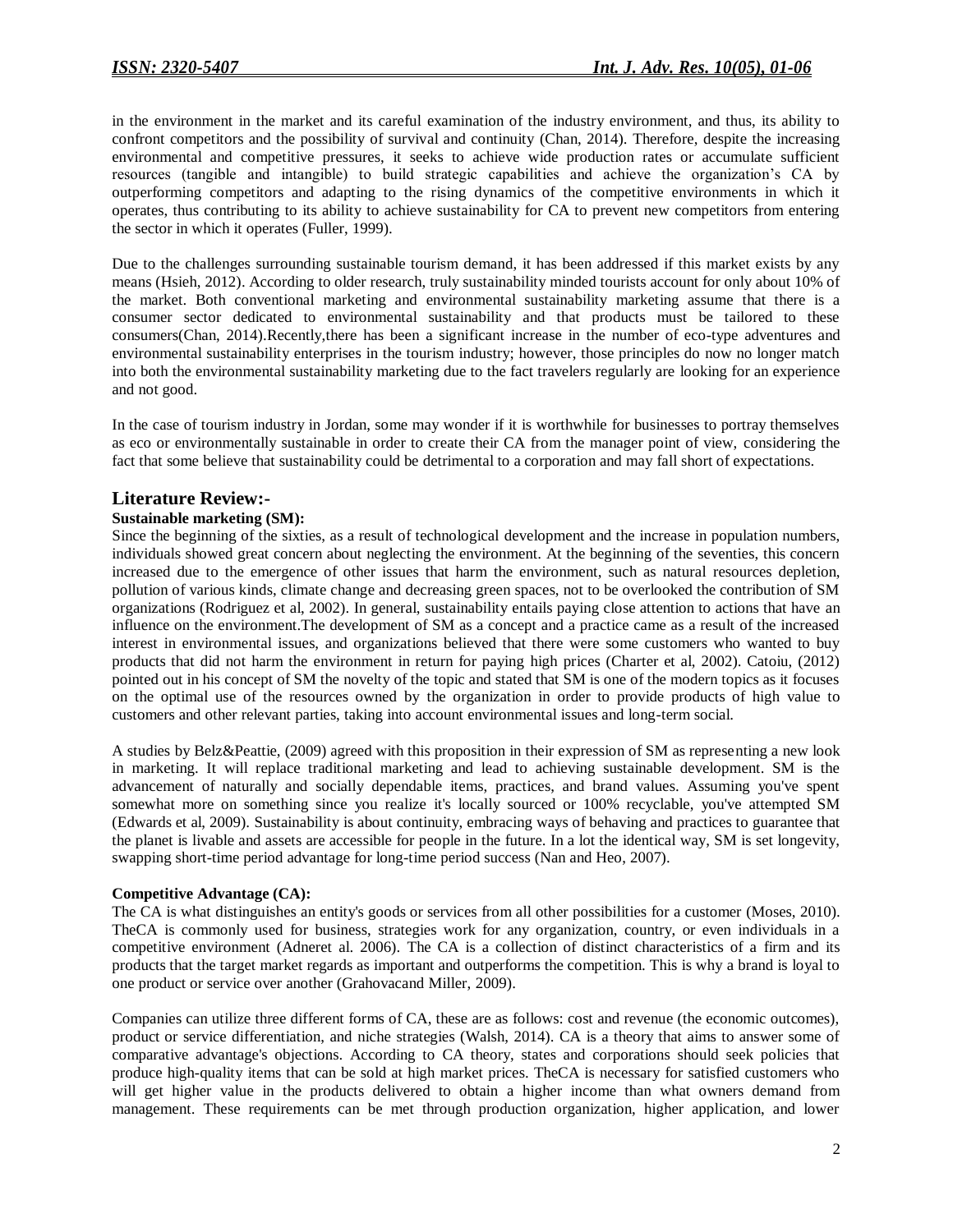in the environment in the market and its careful examination of the industry environment, and thus, its ability to confront competitors and the possibility of survival and continuity (Chan, 2014). Therefore, despite the increasing environmental and competitive pressures, it seeks to achieve wide production rates or accumulate sufficient resources (tangible and intangible) to build strategic capabilities and achieve the organization's CA by outperforming competitors and adapting to the rising dynamics of the competitive environments in which it operates, thus contributing to its ability to achieve sustainability for CA to prevent new competitors from entering the sector in which it operates (Fuller, 1999).

Due to the challenges surrounding sustainable tourism demand, it has been addressed if this market exists by any means (Hsieh, 2012). According to older research, truly sustainability minded tourists account for only about 10% of the market. Both conventional marketing and environmental sustainability marketing assume that there is a consumer sector dedicated to environmental sustainability and that products must be tailored to these consumers(Chan, 2014).Recently,there has been a significant increase in the number of eco-type adventures and environmental sustainability enterprises in the tourism industry; however, those principles do now no longer match into both the environmental sustainability marketing due to the fact travelers regularly are looking for an experience and not good.

In the case of tourism industry in Jordan, some may wonder if it is worthwhile for businesses to portray themselves as eco or environmentally sustainable in order to create their CA from the manager point of view, considering the fact that some believe that sustainability could be detrimental to a corporation and may fall short of expectations.

## Literature Review:-

### Sustainable marketing (SM):

Since the beginning of the sixties, as a result of technological development and the increase in population numbers, individuals showed great concern about neglecting the environment. At the beginning of the seventies, this concern increased due to the emergence of other issues that harm the environment, such as natural resources depletion, pollution of various kinds, climate change and decreasing green spaces, not to be overlooked the contribution of SM organizations (Rodriguez et al, 2002). In general, sustainability entails paying close attention to actions that have an influence on the environment.The development of SM as a concept and a practice came as a result of the increased interest in environmental issues, and organizations believed that there were some customers who wanted to buy products that did not harm the environment in return for paying high prices (Charter et al, 2002). Catoiu, (2012) pointed out in his concept of SM the novelty of the topic and stated that SM is one of the modern topics as it focuses on the optimal use of the resources owned by the organization in order to provide products of high value to customers and other relevant parties, taking into account environmental issues and long-term social.

A studies by Belz&Peattie, (2009) agreed with this proposition in their expression of SM as representing a new look in marketing. It will replace traditional marketing and lead to achieving sustainable development. SM is the advancement of naturally and socially dependable items, practices, and brand values. Assuming you've spent somewhat more on something since you realize it's locally sourced or 100% recyclable, you've attempted SM (Edwards et al, 2009). Sustainability is about continuity, embracing ways of behaving and practices to guarantee that the planet is livable and assets are accessible for people in the future. In a lot the identical way, SM is set longevity, swapping short-time period advantage for long-time period success (Nan and Heo, 2007).

### Competitive Advantage (CA):

The CA is what distinguishes an entity's goods or services from all other possibilities for a customer (Moses, 2010). TheCA is commonly used for business, strategies work for any organization, country, or even individuals in a competitive environment (Adneret al. 2006). The CA is a collection of distinct characteristics of a firm and its products that the target market regards as important and outperforms the competition. This is why a brand is loyal to one product or service over another (Grahovacand Miller, 2009).

Companies can utilize three different forms of CA, these are as follows: cost and revenue (the economic outcomes), product or service differentiation, and niche strategies (Walsh, 2014). CA is a theory that aims to answer some of comparative advantage's objections. According to CA theory, states and corporations should seek policies that produce high-quality items that can be sold at high market prices. TheCA is necessary for satisfied customers who will get higher value in the products delivered to obtain a higher income than what owners demand from management. These requirements can be met through production organization, higher application, and lower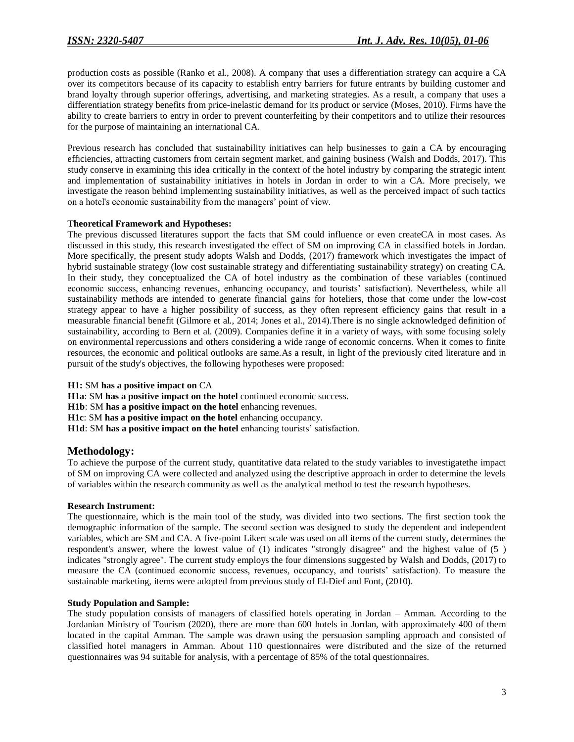production costs as possible (Ranko et al., 2008). A company that uses a differentiation strategy can acquire a CA over its competitors because of its capacity to establish entry barriers for future entrants by building customer and brand loyalty through superior offerings, advertising, and marketing strategies. As a result, a company that uses a differentiation strategy benefits from price-inelastic demand for its product or service (Moses, 2010). Firms have the ability to create barriers to entry in order to prevent counterfeiting by their competitors and to utilize their resources for the purpose of maintaining an international CA.

Previous research has concluded that sustainability initiatives can help businesses to gain a CA by encouraging efficiencies, attracting customers from certain segment market, and gaining business (Walsh and Dodds, 2017). This study conserve in examining this idea critically in the context of the hotel industry by comparing the strategic intent and implementation of sustainability initiatives in hotels in Jordan in order to win a CA. More precisely, we investigate the reason behind implementing sustainability initiatives, as well as the perceived impact of such tactics on a hotel's economic sustainability from the managers' point of view.

**Theoretical Framework and Hypotheses:**

The previous discussed literatures support the facts that SM could influence or even createCA in most cases. As discussed in this study, this research investigated the effect of SM on improving CA in classified hotels in Jordan. More specifically, the present study adopts Walsh and Dodds, (2017) framework which investigates the impact of hybrid sustainable strategy (low cost sustainable strategy and differentiating sustainability strategy) on creating CA. In their study, they conceptualized the CA of hotel industry as the combination of these variables (continued economic success, enhancing revenues, enhancing occupancy, and tourists' satisfaction). Nevertheless, while all sustainability methods are intended to generate financial gains for hoteliers, those that come under the low-cost strategy appear to have a higher possibility of success, as they often represent efficiency gains that result in a measurable financial benefit (Gilmore et al., 2014; Jones et al., 2014).There is no single acknowledged definition of sustainability, according to Bern et al. (2009). Companies define it in a variety of ways, with some focusing solely on environmental repercussions and others considering a wide range of economic concerns. When it comes to finite resources, the economic and political outlooks are same.As a result, in light of the previously cited literature and in pursuit of the study's objectives, the following hypotheses were proposed:

**H1:** SM **has a positive impact on** CA

**H1a**: SM **has a positive impact on the hotel** continued economic success.

**H1b**: SM **has a positive impact on the hotel** enhancing revenues.

**H1c**: SM **has a positive impact on the hotel** enhancing occupancy.

**H1d**: SM **has a positive impact on the hotel** enhancing tourists' satisfaction.

## Methodology:

To achieve the purpose of the current study, quantitative data related to the study variables to investigatethe impact of SM on improving CA were collected and analyzed using the descriptive approach in order to determine the levels of variables within the research community as well as the analytical method to test the research hypotheses.

**Research Instrument:**

The questionnaire, which is the main tool of the study, was divided into two sections. The first section took the demographic information of the sample. The second section was designed to study the dependent and independent variables, which are SM and CA. A five-point Likert scale was used on all items of the current study, determines the respondent's answer, where the lowest value of (1) indicates "strongly disagree" and the highest value of (5 ) indicates "strongly agree". The current study employs the four dimensions suggested by Walsh and Dodds, (2017) to measure the CA (continued economic success, revenues, occupancy, and tourists' satisfaction). To measure the sustainable marketing, items were adopted from previous study of El-Dief and Font, (2010).

**Study Population and Sample:**

The study population consists of managers of classified hotels operating in Jordan – Amman. According to the Jordanian Ministry of Tourism (2020), there are more than 600 hotels in Jordan, with approximately 400 of them located in the capital Amman. The sample was drawn using the persuasion sampling approach and consisted of classified hotel managers in Amman. About 110 questionnaires were distributed and the size of the returned questionnaires was 94 suitable for analysis, with a percentage of 85% of the total questionnaires.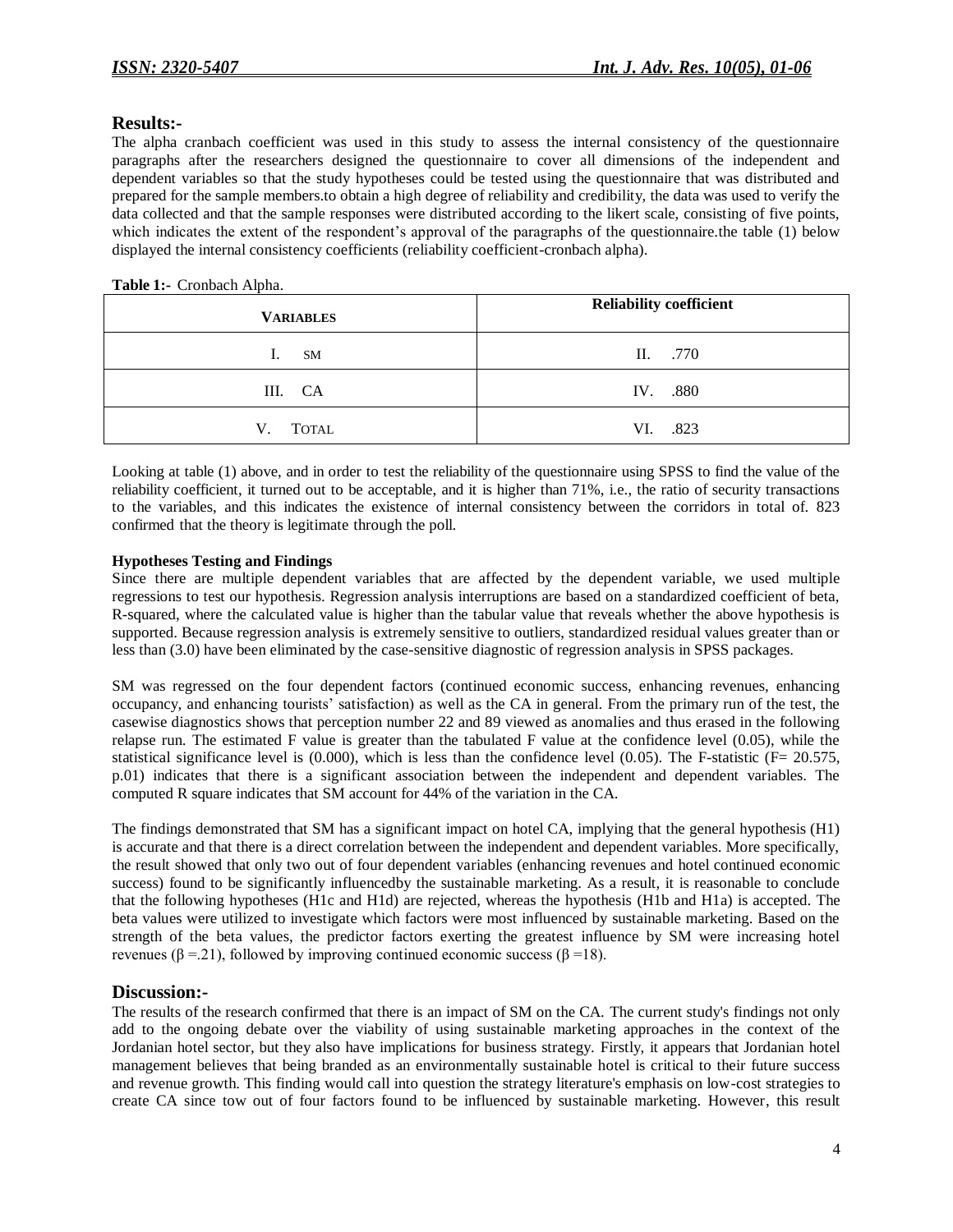## Results:-

The alpha cranbach coefficient was used in this study to assess the internal consistency of the questionnaire paragraphs after the researchers designed the questionnaire to cover all dimensions of the independent and dependent variables so that the study hypotheses could be tested using the questionnaire that was distributed and prepared for the sample members.to obtain a high degree of reliability and credibility, the data was used to verify the data collected and that the sample responses were distributed according to the likert scale, consisting of five points, which indicates the extent of the respondent's approval of the paragraphs of the questionnaire.the table (1) below displayed the internal consistency coefficients (reliability coefficient-cronbach alpha).

**Table 1:-** Cronbach Alpha.

| VARIABLES | Reliability coefficient |
|---|---|
| I. SM | II. .770 |
| III. CA | IV. .880 |
| V. TOTAL | VI. .823 |

Looking at table (1) above, and in order to test the reliability of the questionnaire using SPSS to find the value of the reliability coefficient, it turned out to be acceptable, and it is higher than 71%, i.e., the ratio of security transactions to the variables, and this indicates the existence of internal consistency between the corridors in total of. 823 confirmed that the theory is legitimate through the poll.

**Hypotheses Testing and Findings**

Since there are multiple dependent variables that are affected by the dependent variable, we used multiple regressions to test our hypothesis. Regression analysis interruptions are based on a standardized coefficient of beta, R-squared, where the calculated value is higher than the tabular value that reveals whether the above hypothesis is supported. Because regression analysis is extremely sensitive to outliers, standardized residual values greater than or less than (3.0) have been eliminated by the case-sensitive diagnostic of regression analysis in SPSS packages.

SM was regressed on the four dependent factors (continued economic success, enhancing revenues, enhancing occupancy, and enhancing tourists' satisfaction) as well as the CA in general. From the primary run of the test, the casewise diagnostics shows that perception number 22 and 89 viewed as anomalies and thus erased in the following relapse run. The estimated F value is greater than the tabulated F value at the confidence level (0.05), while the statistical significance level is (0.000), which is less than the confidence level (0.05). The F-statistic ($F= 20.575$, p.01) indicates that there is a significant association between the independent and dependent variables. The computed R square indicates that SM account for 44% of the variation in the CA.

The findings demonstrated that SM has a significant impact on hotel CA, implying that the general hypothesis (H1) is accurate and that there is a direct correlation between the independent and dependent variables. More specifically, the result showed that only two out of four dependent variables (enhancing revenues and hotel continued economic success) found to be significantly influencedby the sustainable marketing. As a result, it is reasonable to conclude that the following hypotheses (H1c and H1d) are rejected, whereas the hypothesis (H1b and H1a) is accepted. The beta values were utilized to investigate which factors were most influenced by sustainable marketing. Based on the strength of the beta values, the predictor factors exerting the greatest influence by SM were increasing hotel revenues ($\beta =.21$), followed by improving continued economic success ($\beta =18$).

## Discussion:-

The results of the research confirmed that there is an impact of SM on the CA. The current study's findings not only add to the ongoing debate over the viability of using sustainable marketing approaches in the context of the Jordanian hotel sector, but they also have implications for business strategy. Firstly, it appears that Jordanian hotel management believes that being branded as an environmentally sustainable hotel is critical to their future success and revenue growth. This finding would call into question the strategy literature's emphasis on low-cost strategies to create CA since tow out of four factors found to be influenced by sustainable marketing. However, this result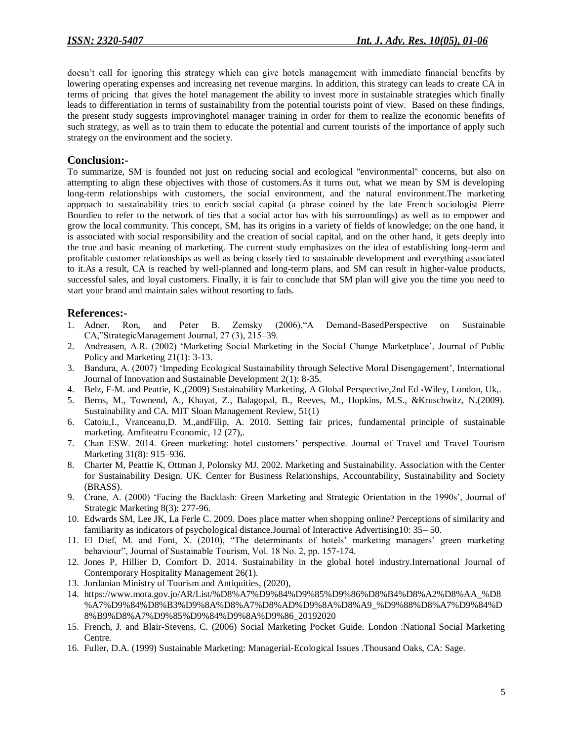doesn't call for ignoring this strategy which can give hotels management with immediate financial benefits by lowering operating expenses and increasing net revenue margins. In addition, this strategy can leads to create CA in terms of pricing that gives the hotel management the ability to invest more in sustainable strategies which finally leads to differentiation in terms of sustainability from the potential tourists point of view. Based on these findings, the present study suggests improvinghotel manager training in order for them to realize the economic benefits of such strategy, as well as to train them to educate the potential and current tourists of the importance of apply such strategy on the environment and the society.

## Conclusion:-

To summarize, SM is founded not just on reducing social and ecological "environmental" concerns, but also on attempting to align these objectives with those of customers.As it turns out, what we mean by SM is developing long-term relationships with customers, the social environment, and the natural environment.The marketing approach to sustainability tries to enrich social capital (a phrase coined by the late French sociologist Pierre Bourdieu to refer to the network of ties that a social actor has with his surroundings) as well as to empower and grow the local community. This concept, SM, has its origins in a variety of fields of knowledge; on the one hand, it is associated with social responsibility and the creation of social capital, and on the other hand, it gets deeply into the true and basic meaning of marketing. The current study emphasizes on the idea of establishing long-term and profitable customer relationships as well as being closely tied to sustainable development and everything associated to it.As a result, CA is reached by well-planned and long-term plans, and SM can result in higher-value products, successful sales, and loyal customers. Finally, it is fair to conclude that SM plan will give you the time you need to start your brand and maintain sales without resorting to fads.

## References:-

1. Adner, Ron, and Peter B. Zemsky (2006),"A Demand-BasedPerspective on Sustainable CA,"StrategicManagement Journal, 27 (3), 215–39.
2. Andreasen, A.R. (2002) 'Marketing Social Marketing in the Social Change Marketplace', Journal of Public Policy and Marketing 21(1): 3-13.
3. Bandura, A. (2007) 'Impeding Ecological Sustainability through Selective Moral Disengagement', International Journal of Innovation and Sustainable Development 2(1): 8-35.
4. Belz, F-M. and Peattie, K.,(2009) Sustainability Marketing, A Global Perspective,2nd Ed ،Wiley, London, Uk,.
5. Berns, M., Townend, A., Khayat, Z., Balagopal, B., Reeves, M., Hopkins, M.S., &Kruschwitz, N.(2009). Sustainability and CA. MIT Sloan Management Review, 51(1)
6. Catoiu,I., Vranceanu,D. M.,andFilip, A. 2010. Setting fair prices, fundamental principle of sustainable marketing. Amfiteatru Economic, 12 (27),.
7. Chan ESW. 2014. Green marketing: hotel customers' perspective. Journal of Travel and Travel Tourism Marketing 31(8): 915–936.
8. Charter M, Peattie K, Ottman J, Polonsky MJ. 2002. Marketing and Sustainability. Association with the Center for Sustainability Design. UK. Center for Business Relationships, Accountability, Sustainability and Society (BRASS).
9. Crane, A. (2000) 'Facing the Backlash: Green Marketing and Strategic Orientation in the 1990s', Journal of Strategic Marketing 8(3): 277-96.
10. Edwards SM, Lee JK, La Ferle C. 2009. Does place matter when shopping online? Perceptions of similarity and familiarity as indicators of psychological distance.Journal of Interactive Advertising10: 35– 50.
11. El Dief, M. and Font, X. (2010), "The determinants of hotels' marketing managers' green marketing behaviour", Journal of Sustainable Tourism, Vol. 18 No. 2, pp. 157-174.
12. Jones P, Hillier D, Comfort D. 2014. Sustainability in the global hotel industry.International Journal of Contemporary Hospitality Management 26(1).
13. Jordanian Ministry of Tourism and Antiquities, (2020),
14. https://www.mota.gov.jo/AR/List/%D8%A7%D9%84%D9%85%D9%86%D8%B4%D8%A2%D8%AA_%D8%A7%D9%84%D8%B3%D9%8A%D8%A7%D8%AD%D9%8A%D8%A9_%D9%88%D8%A7%D9%84%D8%B9%D8%A7%D9%85%D9%84%D9%8A%D9%86_20192020
15. French, J. and Blair-Stevens, C. (2006) Social Marketing Pocket Guide. London :National Social Marketing Centre.
16. Fuller, D.A. (1999) Sustainable Marketing: Managerial-Ecological Issues .Thousand Oaks, CA: Sage.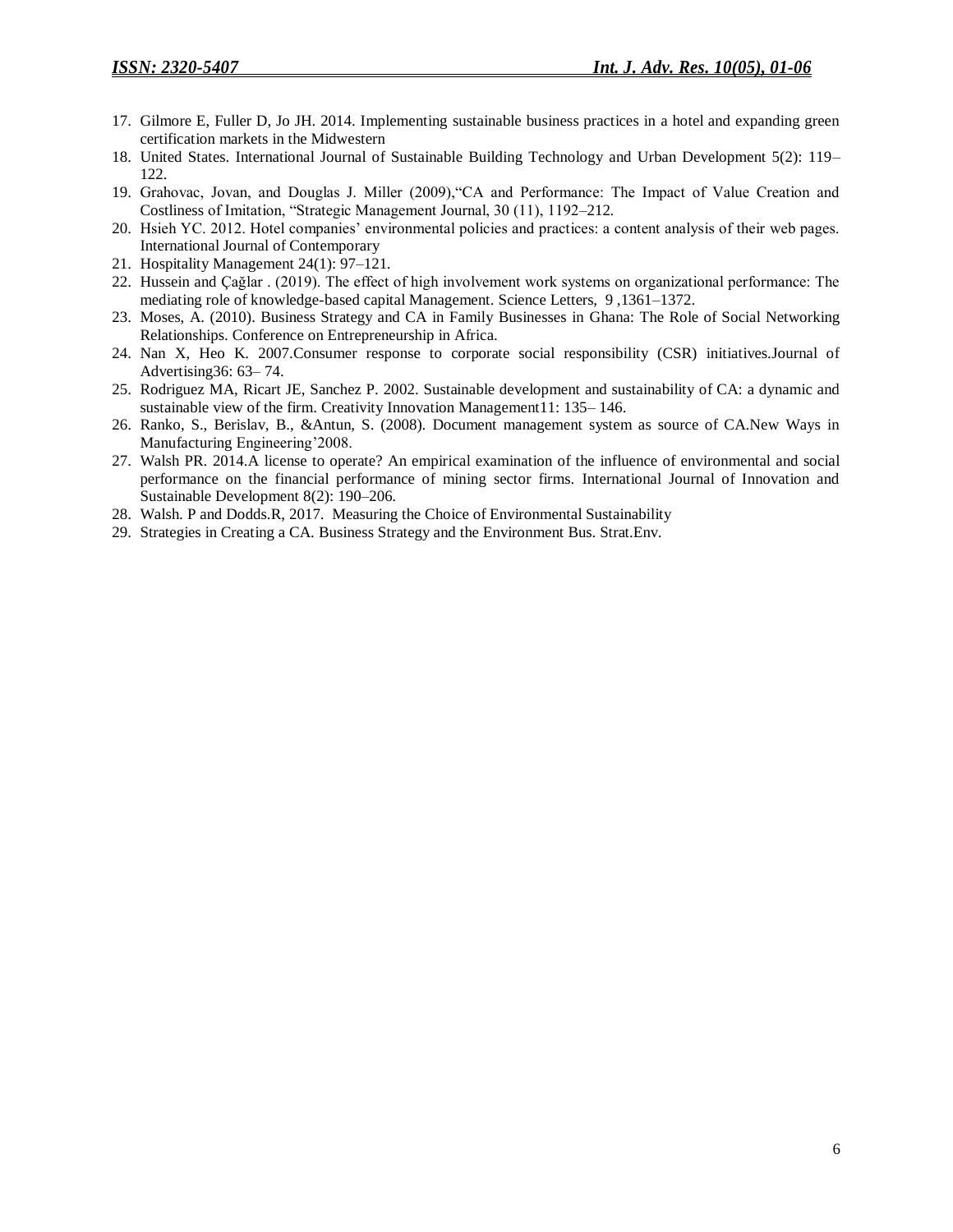17. Gilmore E, Fuller D, Jo JH. 2014. Implementing sustainable business practices in a hotel and expanding green certification markets in the Midwestern
18. United States. International Journal of Sustainable Building Technology and Urban Development 5(2): 119–122.
19. Grahovac, Jovan, and Douglas J. Miller (2009),"CA and Performance: The Impact of Value Creation and Costliness of Imitation, "Strategic Management Journal, 30 (11), 1192–212.
20. Hsieh YC. 2012. Hotel companies' environmental policies and practices: a content analysis of their web pages. International Journal of Contemporary
21. Hospitality Management 24(1): 97–121.
22. Hussein and Çağlar . (2019). The effect of high involvement work systems on organizational performance: The mediating role of knowledge-based capital Management. Science Letters, 9 ,1361–1372.
23. Moses, A. (2010). Business Strategy and CA in Family Businesses in Ghana: The Role of Social Networking Relationships. Conference on Entrepreneurship in Africa.
24. Nan X, Heo K. 2007.Consumer response to corporate social responsibility (CSR) initiatives.Journal of Advertising36: 63– 74.
25. Rodriguez MA, Ricart JE, Sanchez P. 2002. Sustainable development and sustainability of CA: a dynamic and sustainable view of the firm. Creativity Innovation Management11: 135– 146.
26. Ranko, S., Berislav, B., &Antun, S. (2008). Document management system as source of CA.New Ways in Manufacturing Engineering'2008.
27. Walsh PR. 2014.A license to operate? An empirical examination of the influence of environmental and social performance on the financial performance of mining sector firms. International Journal of Innovation and Sustainable Development 8(2): 190–206.
28. Walsh. P and Dodds.R, 2017. Measuring the Choice of Environmental Sustainability
29. Strategies in Creating a CA. Business Strategy and the Environment Bus. Strat.Env.